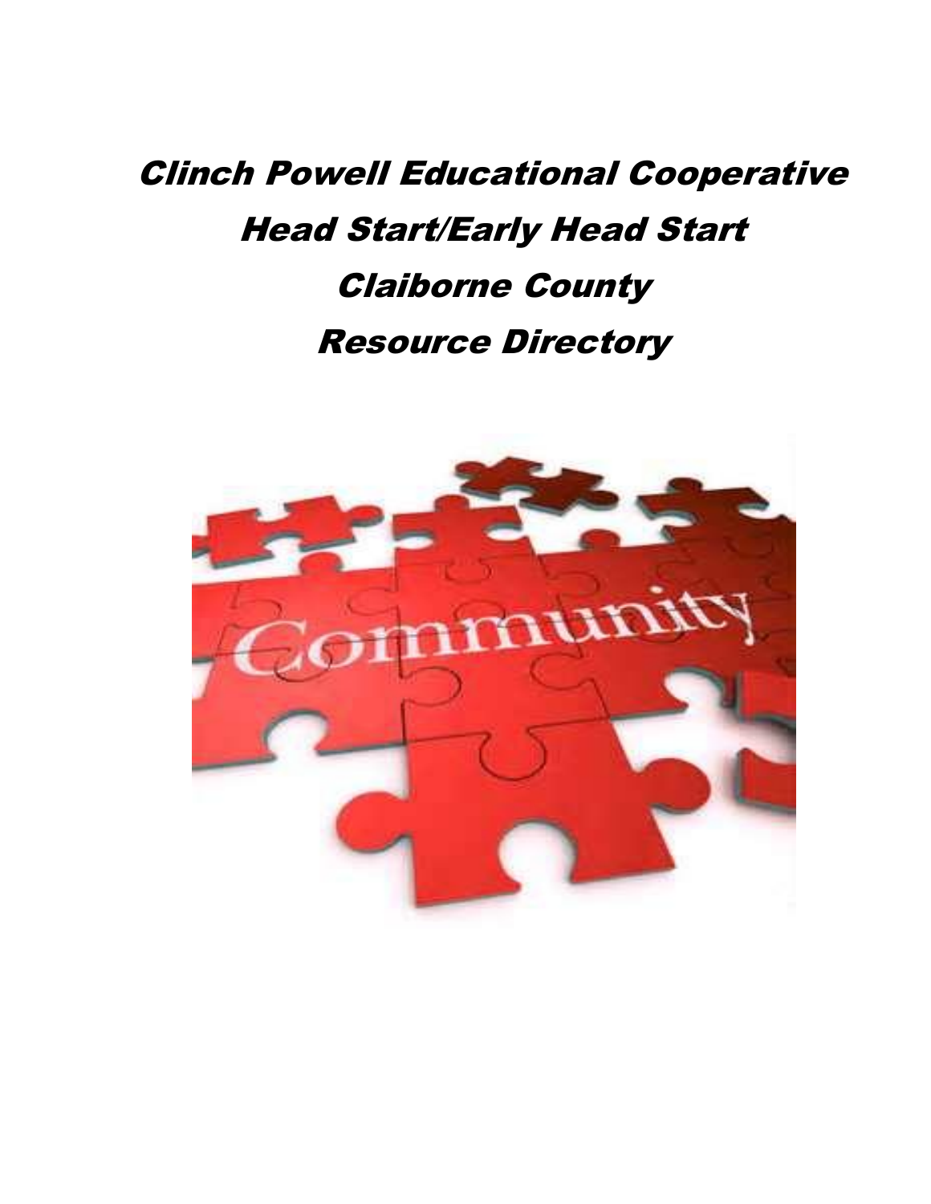# Clinch Powell Educational Cooperative

# Head Start/Early Head Start

# Claiborne County

# Resource Directory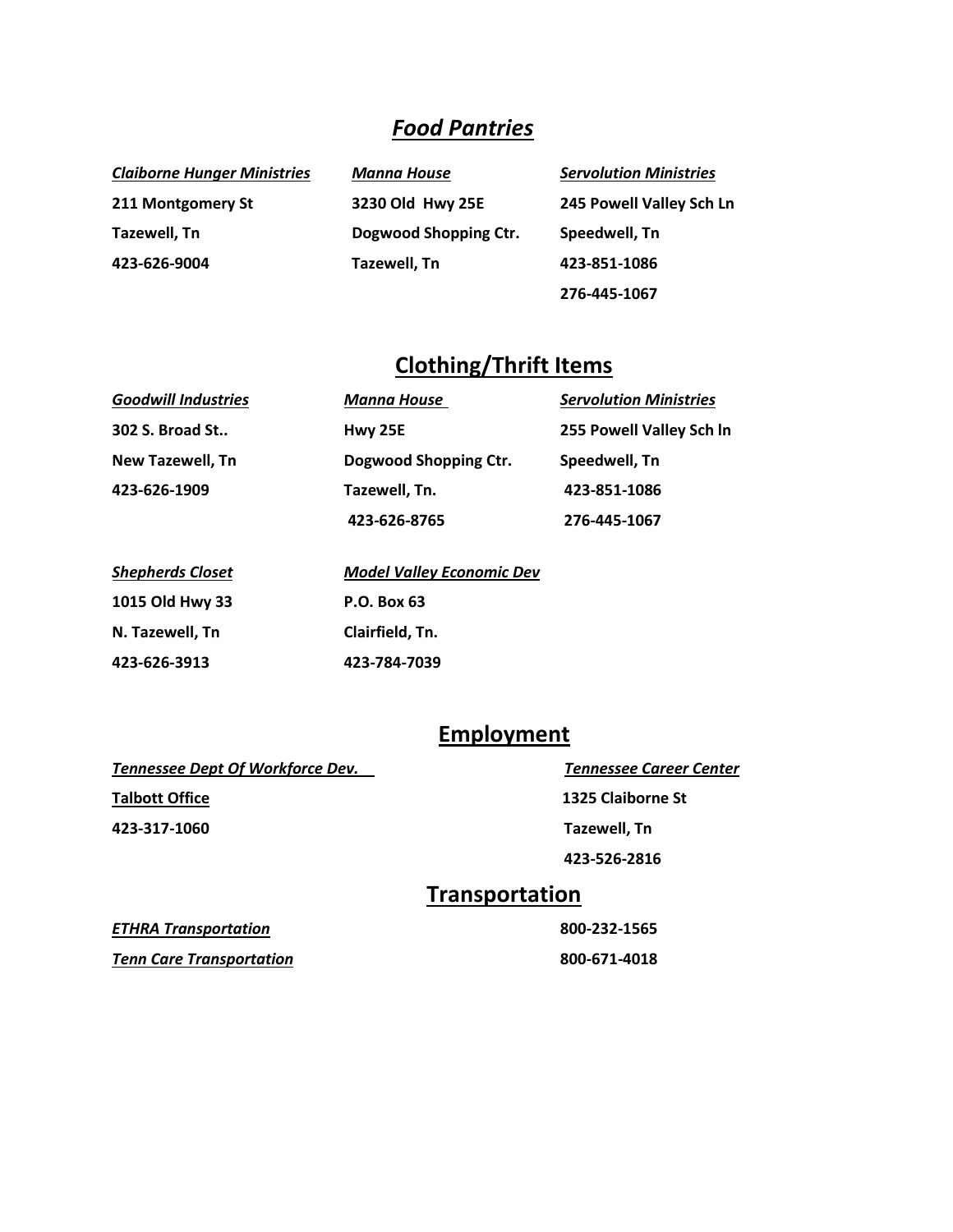## ***Food Pantries***

***Claiborne Hunger Ministries***
**211 Montgomery St**
**Tazewell, Tn**
**423-626-9004**

***Manna House***
**3230 Old Hwy 25E**
**Dogwood Shopping Ctr.**
**Tazewell, Tn**

***Servolution Ministries***
**245 Powell Valley Sch Ln**
**Speedwell, Tn**
**423-851-1086**
**276-445-1067**

## **Clothing/Thrift Items**

***Goodwill Industries***
**302 S. Broad St..**
**New Tazewell, Tn**
**423-626-1909**

***Manna House***
**Hwy 25E**
**Dogwood Shopping Ctr.**
**Tazewell, Tn.**
**423-626-8765**

***Servolution Ministries***
**255 Powell Valley Sch ln**
**Speedwell, Tn**
**423-851-1086**
**276-445-1067**

***Shepherds Closet***
**1015 Old Hwy 33**
**N. Tazewell, Tn**
**423-626-3913**

***Model Valley Economic Dev***
**P.O. Box 63**
**Clairfield, Tn.**
**423-784-7039**

## **Employment**

***Tennessee Dept Of Workforce Dev.***
**Talbott Office**
**423-317-1060**

***Tennessee Career Center***
**1325 Claiborne St**
**Tazewell, Tn**
**423-526-2816**

## **Transportation**

***ETHRA Transportation*** **800-232-1565**

***Tenn Care Transportation*** **800-671-4018**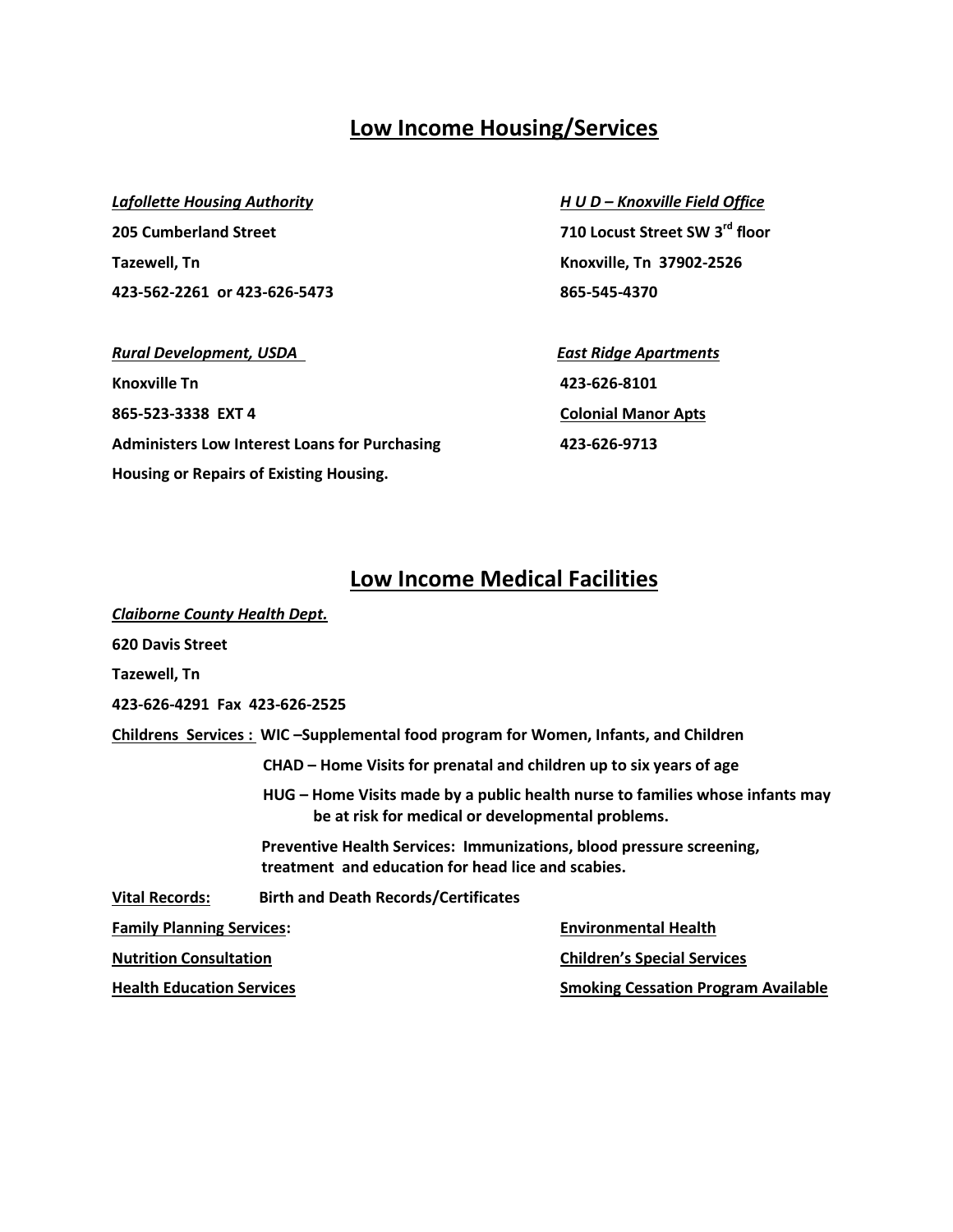## Low Income Housing/Services

***Lafollette Housing Authority***
**205 Cumberland Street**
**Tazewell, Tn**
**423-562-2261 or 423-626-5473**

***H U D – Knoxville Field Office***
**710 Locust Street SW 3rd floor**
**Knoxville, Tn 37902-2526**
**865-545-4370**

***Rural Development, USDA***
**Knoxville Tn**
**865-523-3338 EXT 4**
**Administers Low Interest Loans for Purchasing Housing or Repairs of Existing Housing.**

***East Ridge Apartments***
**423-626-8101**

**Colonial Manor Apts**
**423-626-9713**

## Low Income Medical Facilities

***Claiborne County Health Dept.***
**620 Davis Street**
**Tazewell, Tn**
**423-626-4291 Fax 423-626-2525**

**Childrens Services :** **WIC –Supplemental food program for Women, Infants, and Children**

**CHAD – Home Visits for prenatal and children up to six years of age**

**HUG – Home Visits made by a public health nurse to families whose infants may be at risk for medical or developmental problems.**

**Preventive Health Services: Immunizations, blood pressure screening, treatment and education for head lice and scabies.**

**Vital Records:** **Birth and Death Records/Certificates**

**Family Planning Services:**

**Nutrition Consultation**

**Health Education Services**

**Environmental Health**

**Children's Special Services**

**Smoking Cessation Program Available**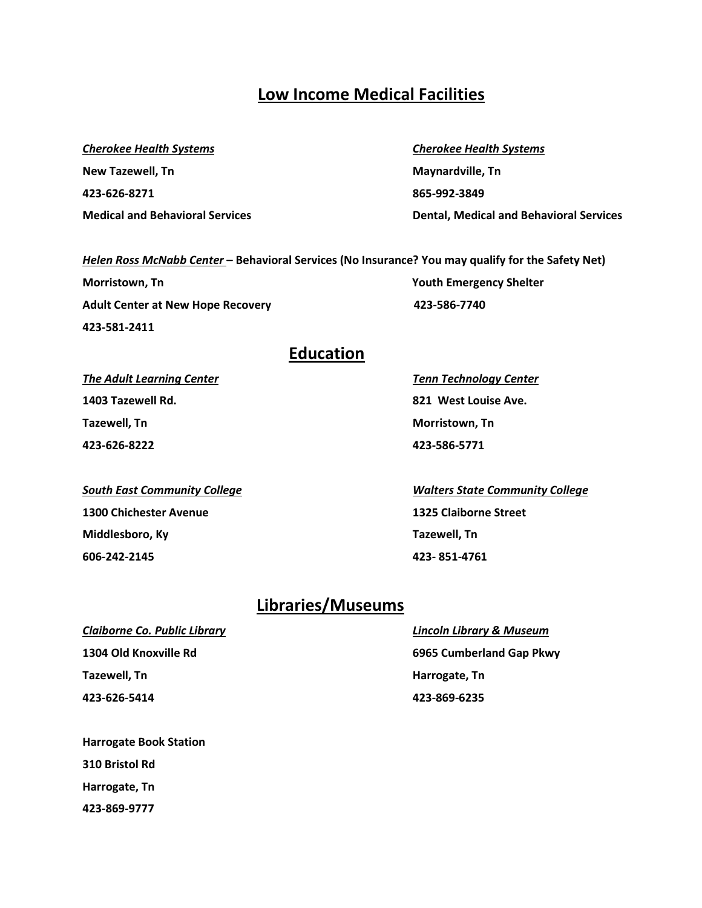## Low Income Medical Facilities

***Cherokee Health Systems***
**New Tazewell, Tn**
**423-626-8271**
**Medical and Behavioral Services**

***Cherokee Health Systems***
**Maynardville, Tn**
**865-992-3849**
**Dental, Medical and Behavioral Services**

***Helen Ross McNabb Center*** **– Behavioral Services (No Insurance? You may qualify for the Safety Net)**

**Morristown, Tn**
**Adult Center at New Hope Recovery**
**423-581-2411**

**Youth Emergency Shelter**
**423-586-7740**

## Education

***The Adult Learning Center***
**1403 Tazewell Rd.**
**Tazewell, Tn**
**423-626-8222**

***Tenn Technology Center***
**821 West Louise Ave.**
**Morristown, Tn**
**423-586-5771**

***South East Community College***
**1300 Chichester Avenue**
**Middlesboro, Ky**
**606-242-2145**

***Walters State Community College***
**1325 Claiborne Street**
**Tazewell, Tn**
**423- 851-4761**

## Libraries/Museums

***Claiborne Co. Public Library***
**1304 Old Knoxville Rd**
**Tazewell, Tn**
**423-626-5414**

***Lincoln Library & Museum***
**6965 Cumberland Gap Pkwy**
**Harrogate, Tn**
**423-869-6235**

**Harrogate Book Station**
**310 Bristol Rd**
**Harrogate, Tn**
**423-869-9777**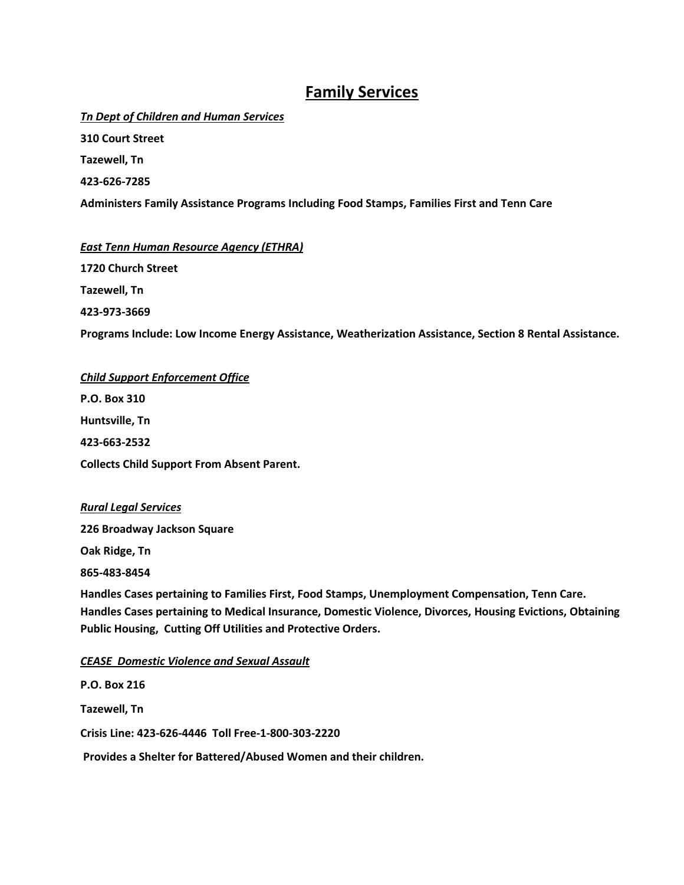# Family Services

***Tn Dept of Children and Human Services***

**310 Court Street**

**Tazewell, Tn**

**423-626-7285**

**Administers Family Assistance Programs Including Food Stamps, Families First and Tenn Care**

***East Tenn Human Resource Agency (ETHRA)***

**1720 Church Street**

**Tazewell, Tn**

**423-973-3669**

**Programs Include: Low Income Energy Assistance, Weatherization Assistance, Section 8 Rental Assistance.**

***Child Support Enforcement Office***

**P.O. Box 310**

**Huntsville, Tn**

**423-663-2532**

**Collects Child Support From Absent Parent.**

***Rural Legal Services***

**226 Broadway Jackson Square**

**Oak Ridge, Tn**

**865-483-8454**

**Handles Cases pertaining to Families First, Food Stamps, Unemployment Compensation, Tenn Care. Handles Cases pertaining to Medical Insurance, Domestic Violence, Divorces, Housing Evictions, Obtaining Public Housing, Cutting Off Utilities and Protective Orders.**

***CEASE Domestic Violence and Sexual Assault***

**P.O. Box 216**

**Tazewell, Tn**

**Crisis Line: 423-626-4446 Toll Free-1-800-303-2220**

**Provides a Shelter for Battered/Abused Women and their children.**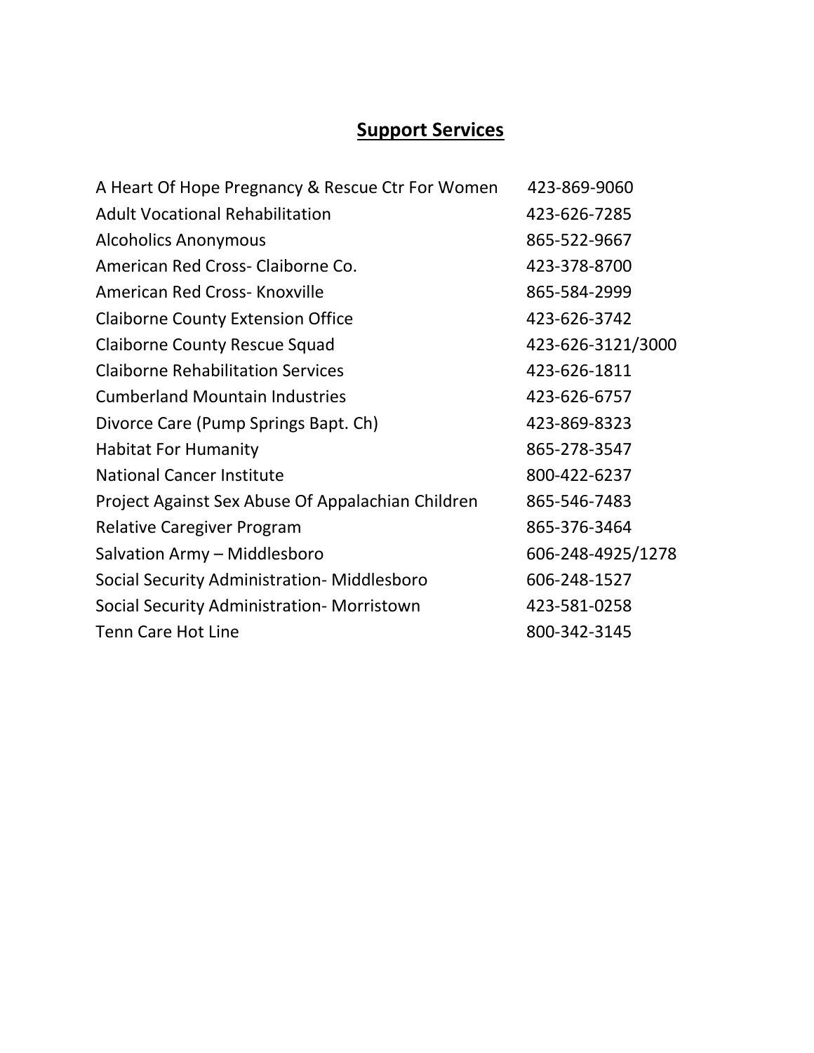## Support Services

| | |
|---|---|
| A Heart Of Hope Pregnancy & Rescue Ctr For Women | 423-869-9060 |
| Adult Vocational Rehabilitation | 423-626-7285 |
| Alcoholics Anonymous | 865-522-9667 |
| American Red Cross- Claiborne Co. | 423-378-8700 |
| American Red Cross- Knoxville | 865-584-2999 |
| Claiborne County Extension Office | 423-626-3742 |
| Claiborne County Rescue Squad | 423-626-3121/3000 |
| Claiborne Rehabilitation Services | 423-626-1811 |
| Cumberland Mountain Industries | 423-626-6757 |
| Divorce Care (Pump Springs Bapt. Ch) | 423-869-8323 |
| Habitat For Humanity | 865-278-3547 |
| National Cancer Institute | 800-422-6237 |
| Project Against Sex Abuse Of Appalachian Children | 865-546-7483 |
| Relative Caregiver Program | 865-376-3464 |
| Salvation Army – Middlesboro | 606-248-4925/1278 |
| Social Security Administration- Middlesboro | 606-248-1527 |
| Social Security Administration- Morristown | 423-581-0258 |
| Tenn Care Hot Line | 800-342-3145 |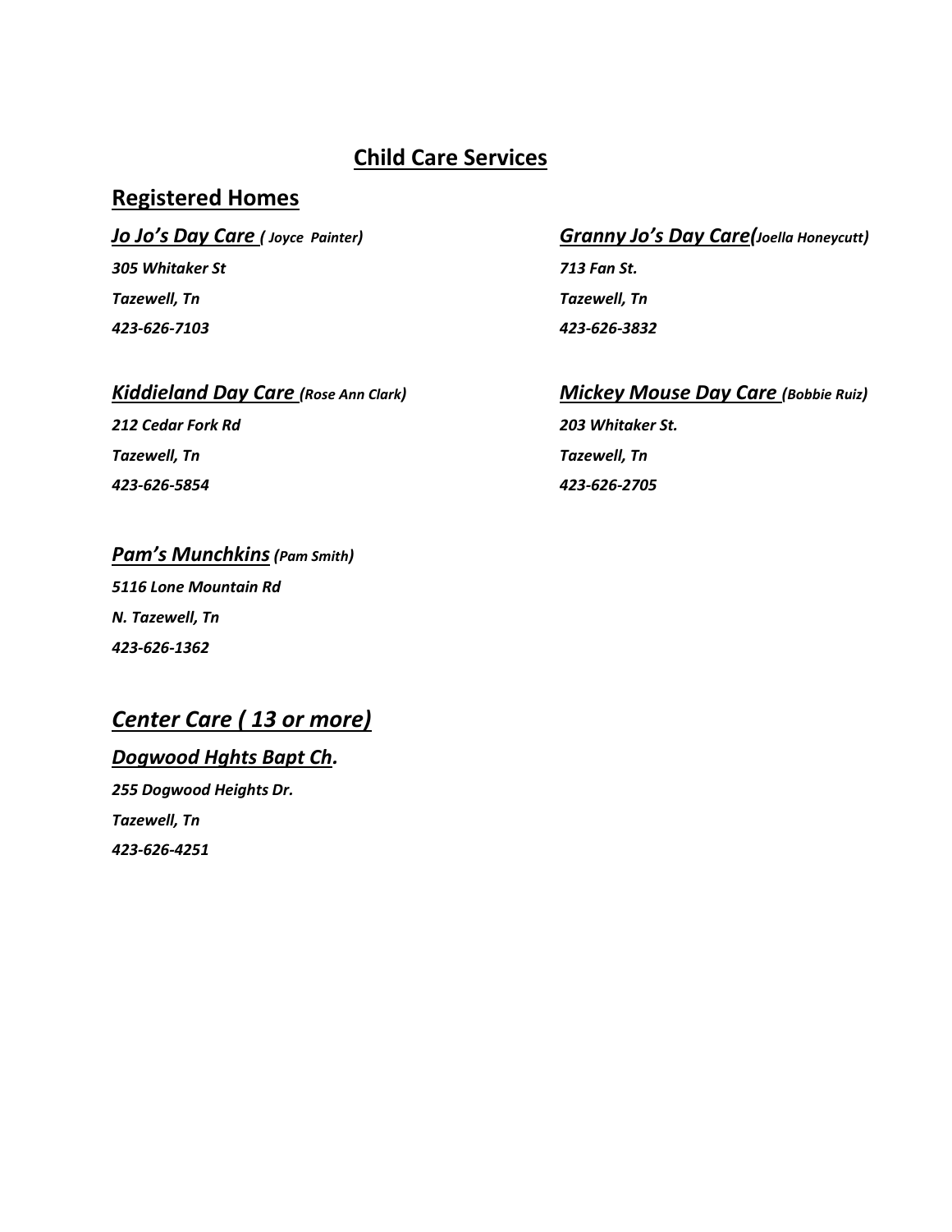## Child Care Services

## Registered Homes

***Jo Jo's Day Care*** *( Joyce Painter)*

*305 Whitaker St*

*Tazewell, Tn*

*423-626-7103*

***Granny Jo's Day Care*** *(Joella Honeycutt)*

*713 Fan St.*

*Tazewell, Tn*

*423-626-3832*

***Kiddieland Day Care*** *(Rose Ann Clark)*

*212 Cedar Fork Rd*

*Tazewell, Tn*

*423-626-5854*

***Mickey Mouse Day Care*** *(Bobbie Ruiz)*

*203 Whitaker St.*

*Tazewell, Tn*

*423-626-2705*

***Pam's Munchkins*** *(Pam Smith)*

*5116 Lone Mountain Rd*

*N. Tazewell, Tn*

*423-626-1362*

## *Center Care ( 13 or more)*

***Dogwood Hghts Bapt Ch.***

*255 Dogwood Heights Dr.*

*Tazewell, Tn*

*423-626-4251*